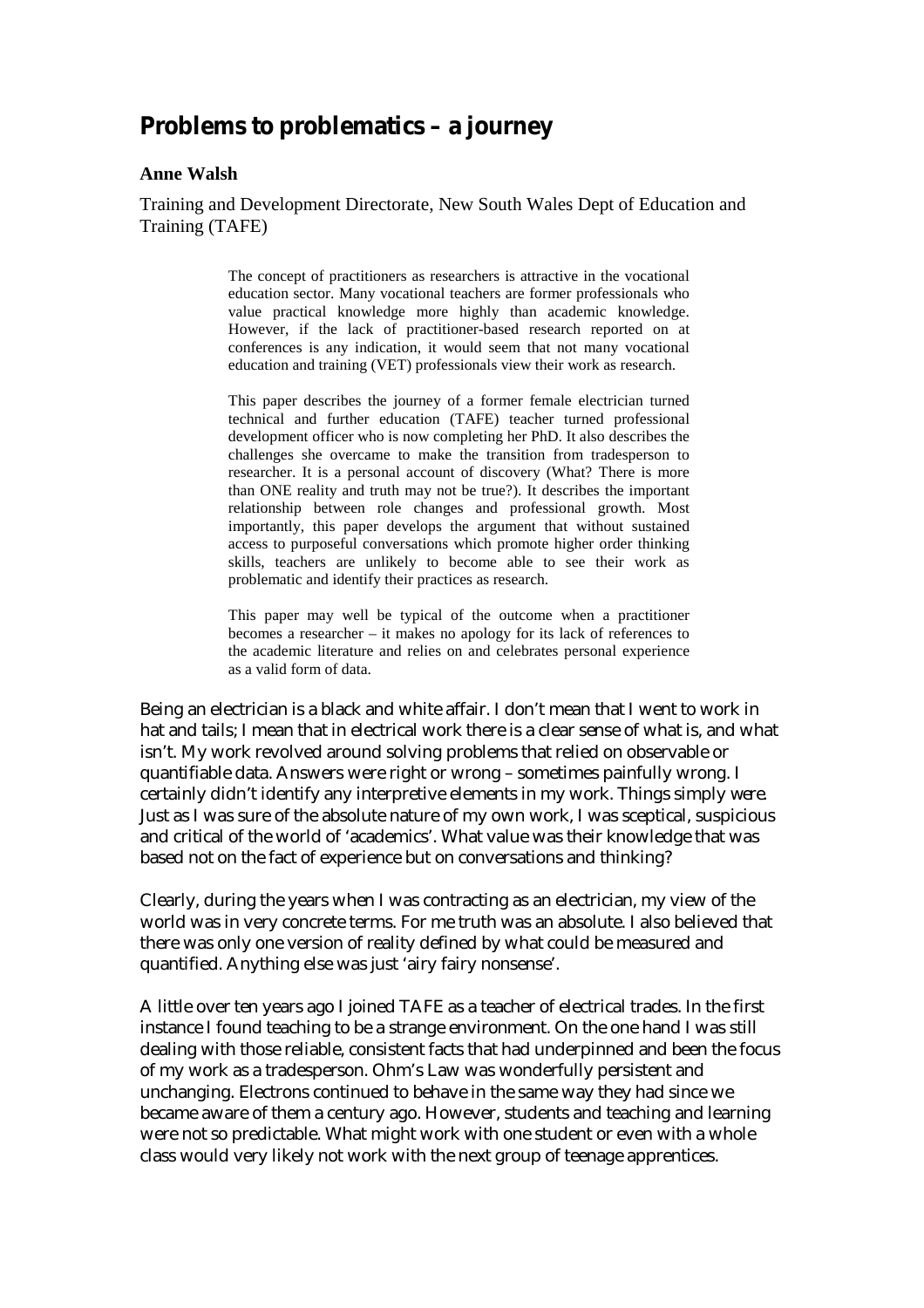# Problems to problematics – a journey

**Anne Walsh**

Training and Development Directorate, New South Wales Dept of Education and Training (TAFE)

> The concept of practitioners as researchers is attractive in the vocational education sector. Many vocational teachers are former professionals who value practical knowledge more highly than academic knowledge. However, if the lack of practitioner-based research reported on at conferences is any indication, it would seem that not many vocational education and training (VET) professionals view their work as research.
>
> This paper describes the journey of a former female electrician turned technical and further education (TAFE) teacher turned professional development officer who is now completing her PhD. It also describes the challenges she overcame to make the transition from tradesperson to researcher. It is a personal account of discovery (What? There is more than ONE reality and truth may not be true?). It describes the important relationship between role changes and professional growth. Most importantly, this paper develops the argument that without sustained access to purposeful conversations which promote higher order thinking skills, teachers are unlikely to become able to see their work as problematic and identify their practices as research.
>
> This paper may well be typical of the outcome when a practitioner becomes a researcher – it makes no apology for its lack of references to the academic literature and relies on and celebrates personal experience as a valid form of data.

Being an electrician is a black and white affair. I don't mean that I went to work in hat and tails; I mean that in electrical work there is a clear sense of what is, and what isn't. My work revolved around solving problems that relied on observable or quantifiable data. Answers were right or wrong – sometimes painfully wrong. I certainly didn't identify any interpretive elements in my work. Things simply *were*. Just as I was sure of the absolute nature of my own work, I was sceptical, suspicious and critical of the world of 'academics'. What value was their knowledge that was based not on the fact of experience but on conversations and thinking?

Clearly, during the years when I was contracting as an electrician, my view of the world was in very concrete terms. For me truth was an absolute. I also believed that there was only one version of reality defined by what could be measured and quantified. Anything else was just 'airy fairy nonsense'.

A little over ten years ago I joined TAFE as a teacher of electrical trades. In the first instance I found teaching to be a strange environment. On the one hand I was still dealing with those reliable, consistent facts that had underpinned and been the focus of my work as a tradesperson. Ohm's Law was wonderfully persistent and unchanging. Electrons continued to behave in the same way they had since we became aware of them a century ago. However, students and teaching and learning were not so predictable. What might work with one student or even with a whole class would very likely not work with the next group of teenage apprentices.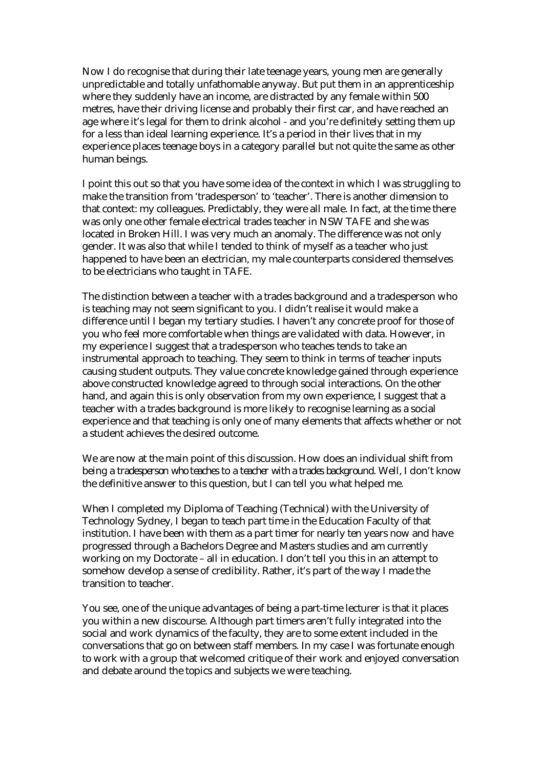Now I do recognise that during their late teenage years, young men are generally unpredictable and totally unfathomable anyway. But put them in an apprenticeship where they suddenly have an income, are distracted by any female within 500 metres, have their driving license and probably their first car, and have reached an age where it's legal for them to drink alcohol - and you're definitely setting them up for a less than ideal learning experience. It's a period in their lives that in my experience places teenage boys in a category parallel but not quite the same as other human beings.

I point this out so that you have some idea of the context in which I was struggling to make the transition from 'tradesperson' to 'teacher'. There is another dimension to that context: my colleagues. Predictably, they were all male. In fact, at the time there was only one other female electrical trades teacher in NSW TAFE and she was located in Broken Hill. I was very much an anomaly. The difference was not only gender. It was also that while I tended to think of myself as a teacher who just happened to have been an electrician, my male counterparts considered themselves to be electricians who taught in TAFE.

The distinction between a teacher with a trades background and a tradesperson who is teaching may not seem significant to you. I didn't realise it would make a difference until I began my tertiary studies. I haven't any concrete proof for those of you who feel more comfortable when things are validated with data. However, in my experience I suggest that a tradesperson who teaches tends to take an instrumental approach to teaching. They seem to think in terms of teacher inputs causing student outputs. They value concrete knowledge gained through experience above constructed knowledge agreed to through social interactions. On the other hand, and again this is only observation from my own experience, I suggest that a teacher with a trades background is more likely to recognise learning as a social experience and that teaching is only one of many elements that affects whether or not a student achieves the desired outcome.

We are now at the main point of this discussion. How does an individual shift from being a *tradesperson who teaches* to a *teacher with a trades background*. Well, I don't know the definitive answer to this question, but I can tell you what helped me.

When I completed my Diploma of Teaching (Technical) with the University of Technology Sydney, I began to teach part time in the Education Faculty of that institution. I have been with them as a part timer for nearly ten years now and have progressed through a Bachelors Degree and Masters studies and am currently working on my Doctorate – all in education. I don't tell you this in an attempt to somehow develop a sense of credibility. Rather, it's part of the way I made the transition to teacher.

You see, one of the unique advantages of being a part-time lecturer is that it places you within a new discourse. Although part timers aren't fully integrated into the social and work dynamics of the faculty, they are to some extent included in the conversations that go on between staff members. In my case I was fortunate enough to work with a group that welcomed critique of their work and enjoyed conversation and debate around the topics and subjects we were teaching.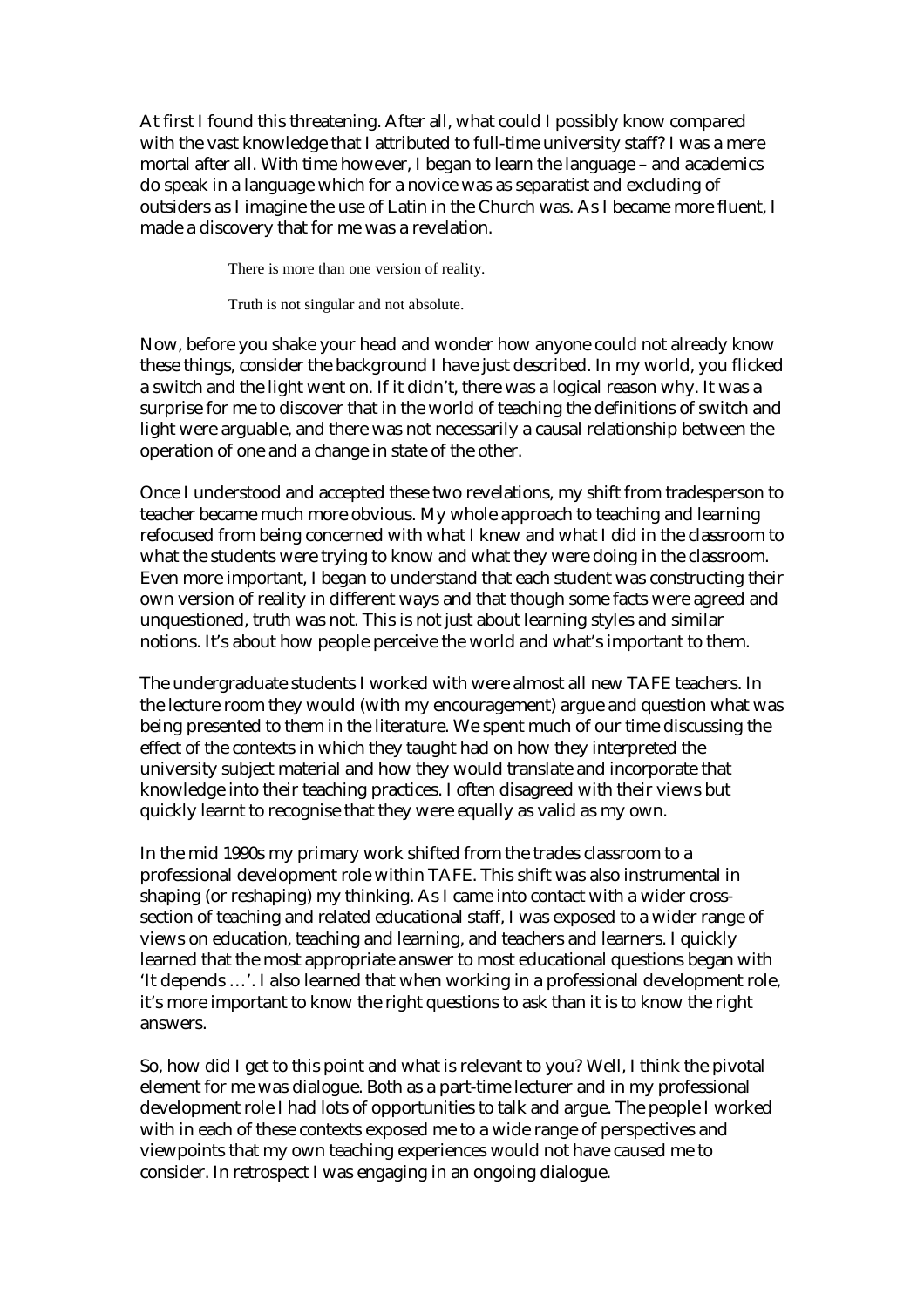At first I found this threatening. After all, what could I possibly know compared with the vast knowledge that I attributed to full-time university staff? I was a mere mortal after all. With time however, I began to learn the language – and academics do speak in a language which for a novice was as separatist and excluding of outsiders as I imagine the use of Latin in the Church was. As I became more fluent, I made a discovery that for me was a revelation.

> There is more than one version of reality.
>
> Truth is not singular and not absolute.

Now, before you shake your head and wonder how anyone could not already know these things, consider the background I have just described. In my world, you flicked a switch and the light went on. If it didn't, there was a logical reason why. It was a surprise for me to discover that in the world of teaching the definitions of switch and light were arguable, and there was not necessarily a causal relationship between the operation of one and a change in state of the other.

Once I understood and accepted these two revelations, my shift from tradesperson to teacher became much more obvious. My whole approach to teaching and learning refocused from being concerned with what I knew and what I did in the classroom to what the students were trying to know and what they were doing in the classroom. Even more important, I began to understand that each student was constructing their own version of reality in different ways and that though some facts were agreed and unquestioned, truth was not. This is not just about learning styles and similar notions. It's about how people perceive the world and what's important to them.

The undergraduate students I worked with were almost all new TAFE teachers. In the lecture room they would (with my encouragement) argue and question what was being presented to them in the literature. We spent much of our time discussing the effect of the contexts in which they taught had on how they interpreted the university subject material and how they would translate and incorporate that knowledge into their teaching practices. I often disagreed with their views but quickly learnt to recognise that they were equally as valid as my own.

In the mid 1990s my primary work shifted from the trades classroom to a professional development role within TAFE. This shift was also instrumental in shaping (or reshaping) my thinking. As I came into contact with a wider cross-section of teaching and related educational staff, I was exposed to a wider range of views on education, teaching and learning, and teachers and learners. I quickly learned that the most appropriate answer to most educational questions began with 'It depends …'. I also learned that when working in a professional development role, it's more important to know the right questions to ask than it is to know the right answers.

So, how did I get to this point and what is relevant to you? Well, I think the pivotal element for me was dialogue. Both as a part-time lecturer and in my professional development role I had lots of opportunities to talk and argue. The people I worked with in each of these contexts exposed me to a wide range of perspectives and viewpoints that my own teaching experiences would not have caused me to consider. In retrospect I was engaging in an ongoing dialogue.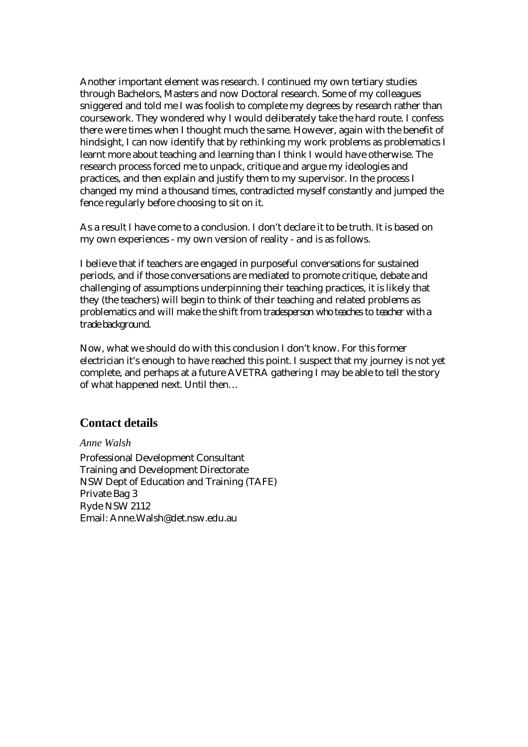Another important element was research. I continued my own tertiary studies through Bachelors, Masters and now Doctoral research. Some of my colleagues sniggered and told me I was foolish to complete my degrees by research rather than coursework. They wondered why I would deliberately take the hard route. I confess there were times when I thought much the same. However, again with the benefit of hindsight, I can now identify that by rethinking my work problems as problematics I learnt more about teaching and learning than I think I would have otherwise. The research process forced me to unpack, critique and argue my ideologies and practices, and then explain and justify them to my supervisor. In the process I changed my mind a thousand times, contradicted myself constantly and jumped the fence regularly before choosing to sit on it.

As a result I have come to a conclusion. I don't declare it to be truth. It is based on my own experiences - my own version of reality - and is as follows.

I believe that if teachers are engaged in purposeful conversations for sustained periods, and if those conversations are mediated to promote critique, debate and challenging of assumptions underpinning their teaching practices, it is likely that they (the teachers) will begin to think of their teaching and related problems as problematics and will make the shift from *tradesperson who teaches* to *teacher with a trade background*.

Now, what we should do with this conclusion I don't know. For this former electrician it's enough to have reached this point. I suspect that my journey is not yet complete, and perhaps at a future AVETRA gathering I may be able to tell the story of what happened next. Until then…

## Contact details

*Anne Walsh*

Professional Development Consultant
Training and Development Directorate
NSW Dept of Education and Training (TAFE)
Private Bag 3
Ryde NSW 2112
Email: Anne.Walsh@det.nsw.edu.au